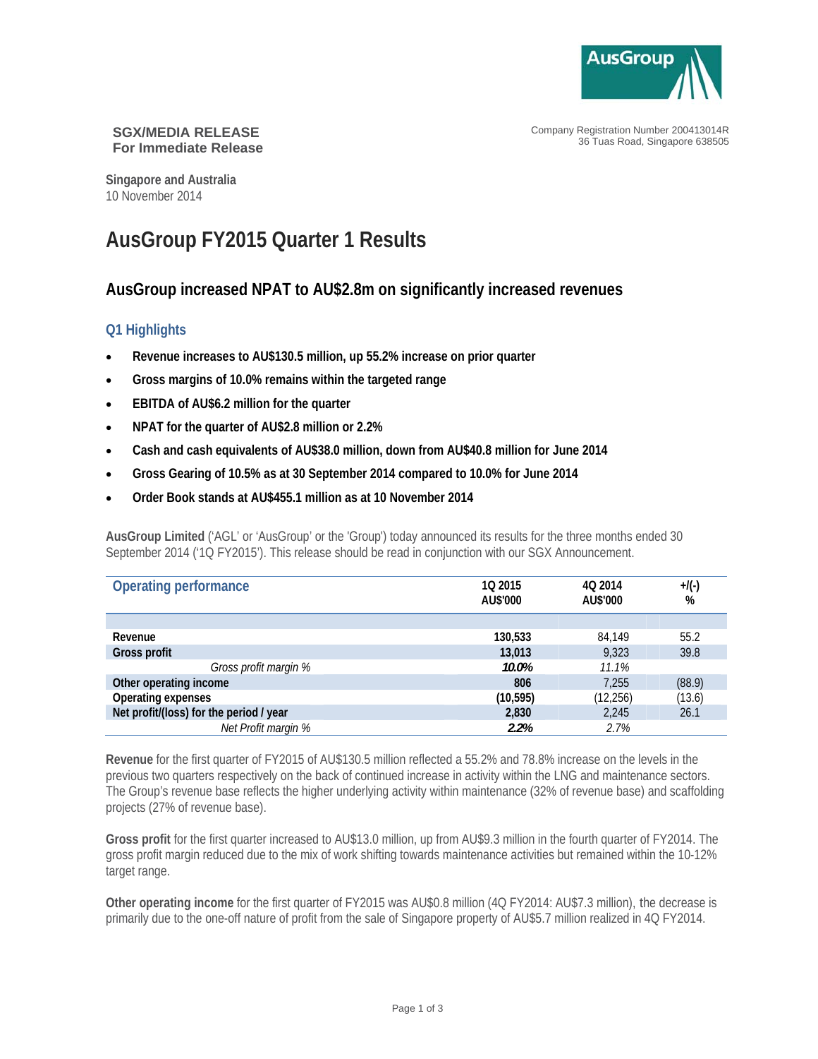AusGroup

**SGX/MEDIA RELEASE**
**For Immediate Release**

Company Registration Number 200413014R
36 Tuas Road, Singapore 638505

**Singapore and Australia**
10 November 2014

# AusGroup FY2015 Quarter 1 Results

## AusGroup increased NPAT to AU$2.8m on significantly increased revenues

### Q1 Highlights

- **Revenue increases to AU$130.5 million, up 55.2% increase on prior quarter**
- **Gross margins of 10.0% remains within the targeted range**
- **EBITDA of AU$6.2 million for the quarter**
- **NPAT for the quarter of AU$2.8 million or 2.2%**
- **Cash and cash equivalents of AU$38.0 million, down from AU$40.8 million for June 2014**
- **Gross Gearing of 10.5% as at 30 September 2014 compared to 10.0% for June 2014**
- **Order Book stands at AU$455.1 million as at 10 November 2014**

**AusGroup Limited** ('AGL' or 'AusGroup' or the 'Group') today announced its results for the three months ended 30 September 2014 ('1Q FY2015'). This release should be read in conjunction with our SGX Announcement.

| Operating performance | 1Q 2015 AU$'000 | 4Q 2014 AU$'000 | +/(-) % |
|---|---|---|---|
| Revenue | **130,533** | 84,149 | 55.2 |
| **Gross profit** | **13,013** | 9,323 | 39.8 |
| *Gross profit margin %* | ***10.0%*** | *11.1%* | |
| **Other operating income** | **806** | 7,255 | (88.9) |
| **Operating expenses** | **(10,595)** | (12,256) | (13.6) |
| **Net profit/(loss) for the period / year** | **2,830** | 2,245 | 26.1 |
| *Net Profit margin %* | ***2.2%*** | *2.7%* | |

**Revenue** for the first quarter of FY2015 of AU$130.5 million reflected a 55.2% and 78.8% increase on the levels in the previous two quarters respectively on the back of continued increase in activity within the LNG and maintenance sectors. The Group's revenue base reflects the higher underlying activity within maintenance (32% of revenue base) and scaffolding projects (27% of revenue base).

**Gross profit** for the first quarter increased to AU$13.0 million, up from AU$9.3 million in the fourth quarter of FY2014. The gross profit margin reduced due to the mix of work shifting towards maintenance activities but remained within the 10-12% target range.

**Other operating income** for the first quarter of FY2015 was AU$0.8 million (4Q FY2014: AU$7.3 million), the decrease is primarily due to the one-off nature of profit from the sale of Singapore property of AU$5.7 million realized in 4Q FY2014.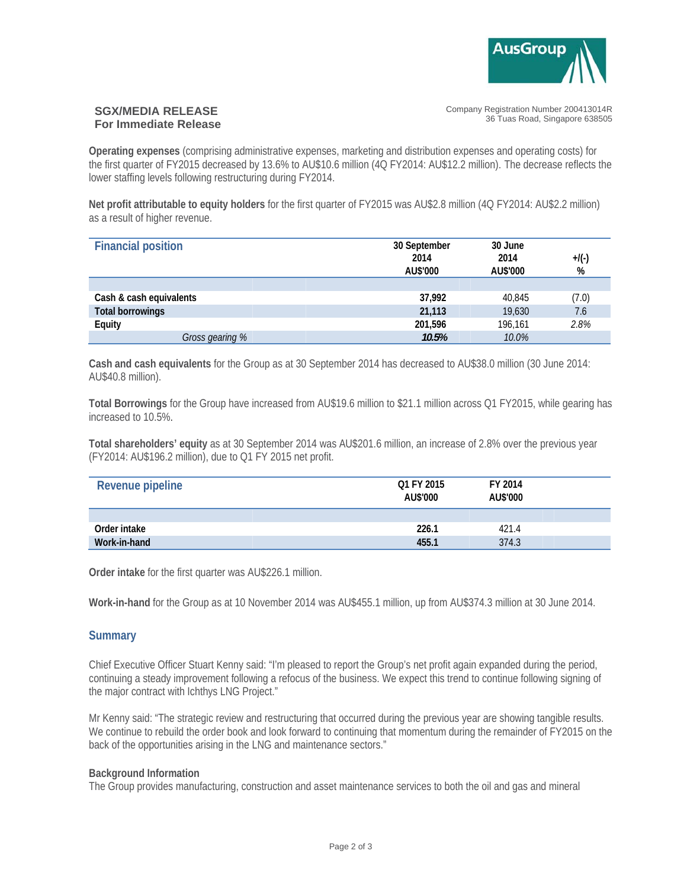**SGX/MEDIA RELEASE**
**For Immediate Release**

Company Registration Number 200413014R
36 Tuas Road, Singapore 638505

**Operating expenses** (comprising administrative expenses, marketing and distribution expenses and operating costs) for the first quarter of FY2015 decreased by 13.6% to AU$10.6 million (4Q FY2014: AU$12.2 million). The decrease reflects the lower staffing levels following restructuring during FY2014.

**Net profit attributable to equity holders** for the first quarter of FY2015 was AU$2.8 million (4Q FY2014: AU$2.2 million) as a result of higher revenue.

| Financial position | 30 September 2014 AU$'000 | 30 June 2014 AU$'000 | +/(-) % |
|---|---|---|---|
| Cash & cash equivalents | **37,992** | 40,845 | (7.0) |
| Total borrowings | **21,113** | 19,630 | 7.6 |
| Equity | **201,596** | 196,161 | *2.8%* |
| *Gross gearing %* | ***10.5%*** | *10.0%* | |

**Cash and cash equivalents** for the Group as at 30 September 2014 has decreased to AU$38.0 million (30 June 2014: AU$40.8 million).

**Total Borrowings** for the Group have increased from AU$19.6 million to $21.1 million across Q1 FY2015, while gearing has increased to 10.5%.

**Total shareholders' equity** as at 30 September 2014 was AU$201.6 million, an increase of 2.8% over the previous year (FY2014: AU$196.2 million), due to Q1 FY 2015 net profit.

| Revenue pipeline | Q1 FY 2015 AU$'000 | FY 2014 AU$'000 |
|---|---|---|
| Order intake | **226.1** | 421.4 |
| Work-in-hand | **455.1** | 374.3 |

**Order intake** for the first quarter was AU$226.1 million.

**Work-in-hand** for the Group as at 10 November 2014 was AU$455.1 million, up from AU$374.3 million at 30 June 2014.

## Summary

Chief Executive Officer Stuart Kenny said: "I'm pleased to report the Group's net profit again expanded during the period, continuing a steady improvement following a refocus of the business. We expect this trend to continue following signing of the major contract with Ichthys LNG Project."

Mr Kenny said: "The strategic review and restructuring that occurred during the previous year are showing tangible results. We continue to rebuild the order book and look forward to continuing that momentum during the remainder of FY2015 on the back of the opportunities arising in the LNG and maintenance sectors."

**Background Information**

The Group provides manufacturing, construction and asset maintenance services to both the oil and gas and mineral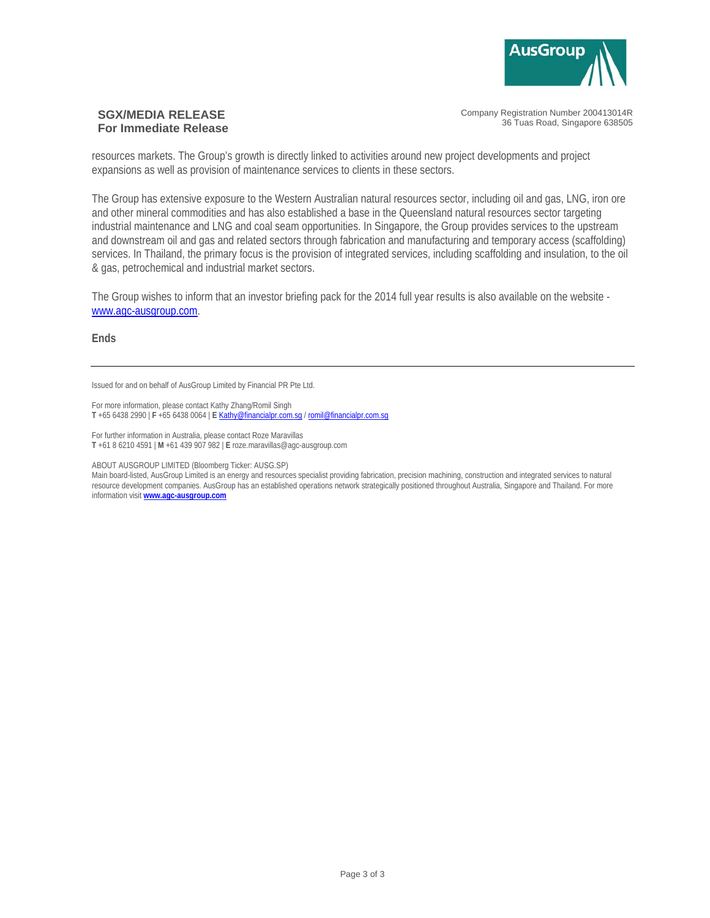resources markets. The Group's growth is directly linked to activities around new project developments and project expansions as well as provision of maintenance services to clients in these sectors.

The Group has extensive exposure to the Western Australian natural resources sector, including oil and gas, LNG, iron ore and other mineral commodities and has also established a base in the Queensland natural resources sector targeting industrial maintenance and LNG and coal seam opportunities. In Singapore, the Group provides services to the upstream and downstream oil and gas and related sectors through fabrication and manufacturing and temporary access (scaffolding) services. In Thailand, the primary focus is the provision of integrated services, including scaffolding and insulation, to the oil & gas, petrochemical and industrial market sectors.

The Group wishes to inform that an investor briefing pack for the 2014 full year results is also available on the website - www.agc-ausgroup.com.

**Ends**

---

Issued for and on behalf of AusGroup Limited by Financial PR Pte Ltd.

For more information, please contact Kathy Zhang/Romil Singh
**T** +65 6438 2990 | **F** +65 6438 0064 | **E** Kathy@financialpr.com.sg / romil@financialpr.com.sg

For further information in Australia, please contact Roze Maravillas
**T** +61 8 6210 4591 | **M** +61 439 907 982 | **E** roze.maravillas@agc-ausgroup.com

ABOUT AUSGROUP LIMITED (Bloomberg Ticker: AUSG.SP)
Main board-listed, AusGroup Limited is an energy and resources specialist providing fabrication, precision machining, construction and integrated services to natural resource development companies. AusGroup has an established operations network strategically positioned throughout Australia, Singapore and Thailand. For more information visit **www.agc-ausgroup.com**